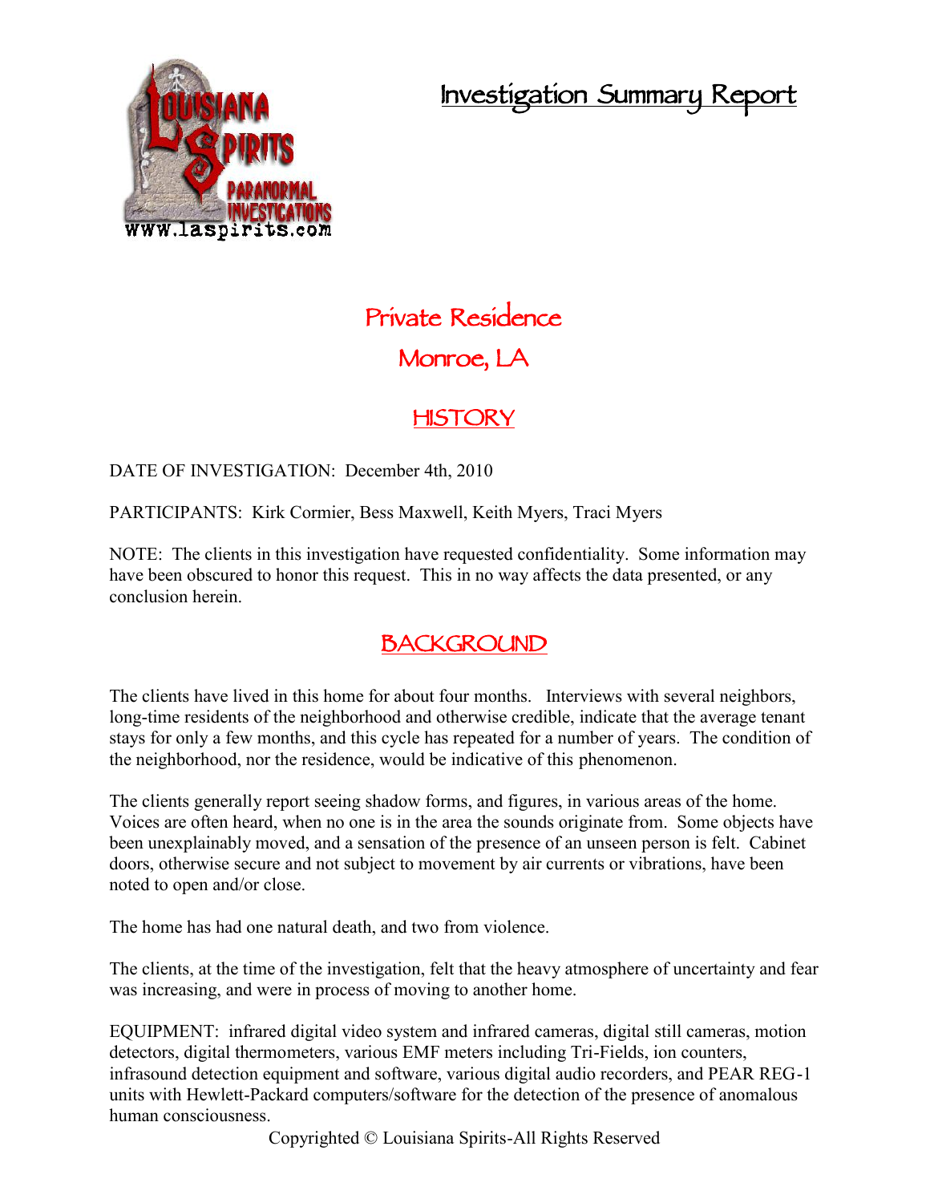# Investigation Summary Report

## Private Residence

## Monroe, LA

## HISTORY

DATE OF INVESTIGATION: December 4th, 2010

PARTICIPANTS: Kirk Cormier, Bess Maxwell, Keith Myers, Traci Myers

NOTE: The clients in this investigation have requested confidentiality. Some information may have been obscured to honor this request. This in no way affects the data presented, or any conclusion herein.

## BACKGROUND

The clients have lived in this home for about four months. Interviews with several neighbors, long-time residents of the neighborhood and otherwise credible, indicate that the average tenant stays for only a few months, and this cycle has repeated for a number of years. The condition of the neighborhood, nor the residence, would be indicative of this phenomenon.

The clients generally report seeing shadow forms, and figures, in various areas of the home. Voices are often heard, when no one is in the area the sounds originate from. Some objects have been unexplainably moved, and a sensation of the presence of an unseen person is felt. Cabinet doors, otherwise secure and not subject to movement by air currents or vibrations, have been noted to open and/or close.

The home has had one natural death, and two from violence.

The clients, at the time of the investigation, felt that the heavy atmosphere of uncertainty and fear was increasing, and were in process of moving to another home.

EQUIPMENT: infrared digital video system and infrared cameras, digital still cameras, motion detectors, digital thermometers, various EMF meters including Tri-Fields, ion counters, infrasound detection equipment and software, various digital audio recorders, and PEAR REG-1 units with Hewlett-Packard computers/software for the detection of the presence of anomalous human consciousness.

Copyrighted © Louisiana Spirits-All Rights Reserved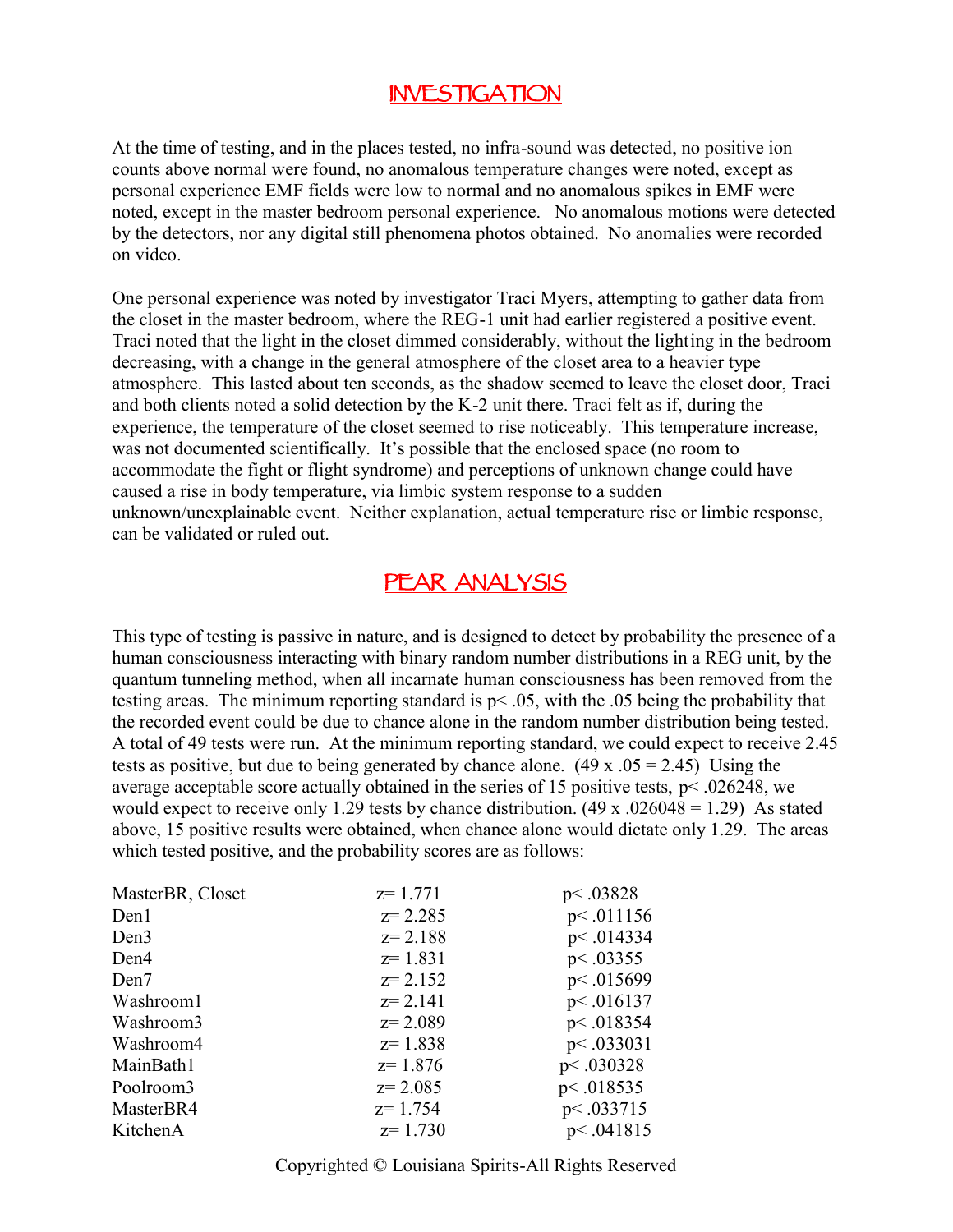## INVESTIGATION

At the time of testing, and in the places tested, no infra-sound was detected, no positive ion counts above normal were found, no anomalous temperature changes were noted, except as personal experience EMF fields were low to normal and no anomalous spikes in EMF were noted, except in the master bedroom personal experience.  No anomalous motions were detected by the detectors, nor any digital still phenomena photos obtained.  No anomalies were recorded on video.

One personal experience was noted by investigator Traci Myers, attempting to gather data from the closet in the master bedroom, where the REG-1 unit had earlier registered a positive event. Traci noted that the light in the closet dimmed considerably, without the lighting in the bedroom decreasing, with a change in the general atmosphere of the closet area to a heavier type atmosphere.  This lasted about ten seconds, as the shadow seemed to leave the closet door, Traci and both clients noted a solid detection by the K-2 unit there. Traci felt as if, during the experience, the temperature of the closet seemed to rise noticeably.  This temperature increase, was not documented scientifically.  It's possible that the enclosed space (no room to accommodate the fight or flight syndrome) and perceptions of unknown change could have caused a rise in body temperature, via limbic system response to a sudden unknown/unexplainable event.  Neither explanation, actual temperature rise or limbic response, can be validated or ruled out.

## PEAR ANALYSIS

This type of testing is passive in nature, and is designed to detect by probability the presence of a human consciousness interacting with binary random number distributions in a REG unit, by the quantum tunneling method, when all incarnate human consciousness has been removed from the testing areas.  The minimum reporting standard is $p < .05$, with the .05 being the probability that the recorded event could be due to chance alone in the random number distribution being tested. A total of 49 tests were run.  At the minimum reporting standard, we could expect to receive 2.45 tests as positive, but due to being generated by chance alone.  ($49 \times .05 = 2.45$)  Using the average acceptable score actually obtained in the series of 15 positive tests, $p < .026248$, we would expect to receive only 1.29 tests by chance distribution. ($49 \times .026048 = 1.29$)  As stated above, 15 positive results were obtained, when chance alone would dictate only 1.29.  The areas which tested positive, and the probability scores are as follows:

| Area | z | p |
|---|---|---|
| MasterBR, Closet | $z = 1.771$ | $p < .03828$ |
| Den1 | $z = 2.285$ | $p < .011156$ |
| Den3 | $z = 2.188$ | $p < .014334$ |
| Den4 | $z = 1.831$ | $p < .03355$ |
| Den7 | $z = 2.152$ | $p < .015699$ |
| Washroom1 | $z = 2.141$ | $p < .016137$ |
| Washroom3 | $z = 2.089$ | $p < .018354$ |
| Washroom4 | $z = 1.838$ | $p < .033031$ |
| MainBath1 | $z = 1.876$ | $p < .030328$ |
| Poolroom3 | $z = 2.085$ | $p < .018535$ |
| MasterBR4 | $z = 1.754$ | $p < .033715$ |
| KitchenA | $z = 1.730$ | $p < .041815$ |

Copyrighted © Louisiana Spirits-All Rights Reserved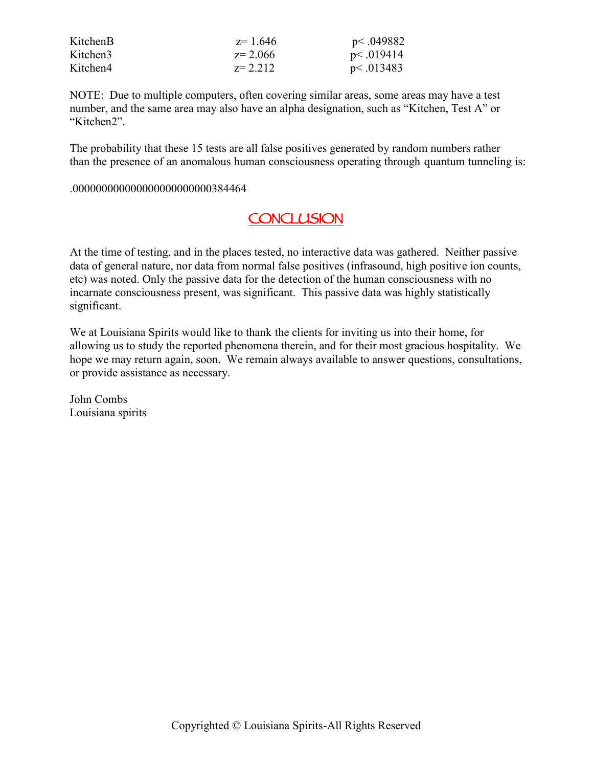| | | |
|---|---|---|
| KitchenB | $z = 1.646$ | $p < .049882$ |
| Kitchen3 | $z = 2.066$ | $p < .019414$ |
| Kitchen4 | $z = 2.212$ | $p < .013483$ |

NOTE: Due to multiple computers, often covering similar areas, some areas may have a test number, and the same area may also have an alpha designation, such as "Kitchen, Test A" or "Kitchen2".

The probability that these 15 tests are all false positives generated by random numbers rather than the presence of an anomalous human consciousness operating through quantum tunneling is:

.0000000000000000000000000384464

## CONCLUSION

At the time of testing, and in the places tested, no interactive data was gathered. Neither passive data of general nature, nor data from normal false positives (infrasound, high positive ion counts, etc) was noted. Only the passive data for the detection of the human consciousness with no incarnate consciousness present, was significant. This passive data was highly statistically significant.

We at Louisiana Spirits would like to thank the clients for inviting us into their home, for allowing us to study the reported phenomena therein, and for their most gracious hospitality. We hope we may return again, soon. We remain always available to answer questions, consultations, or provide assistance as necessary.

John Combs
Louisiana spirits

Copyrighted © Louisiana Spirits-All Rights Reserved